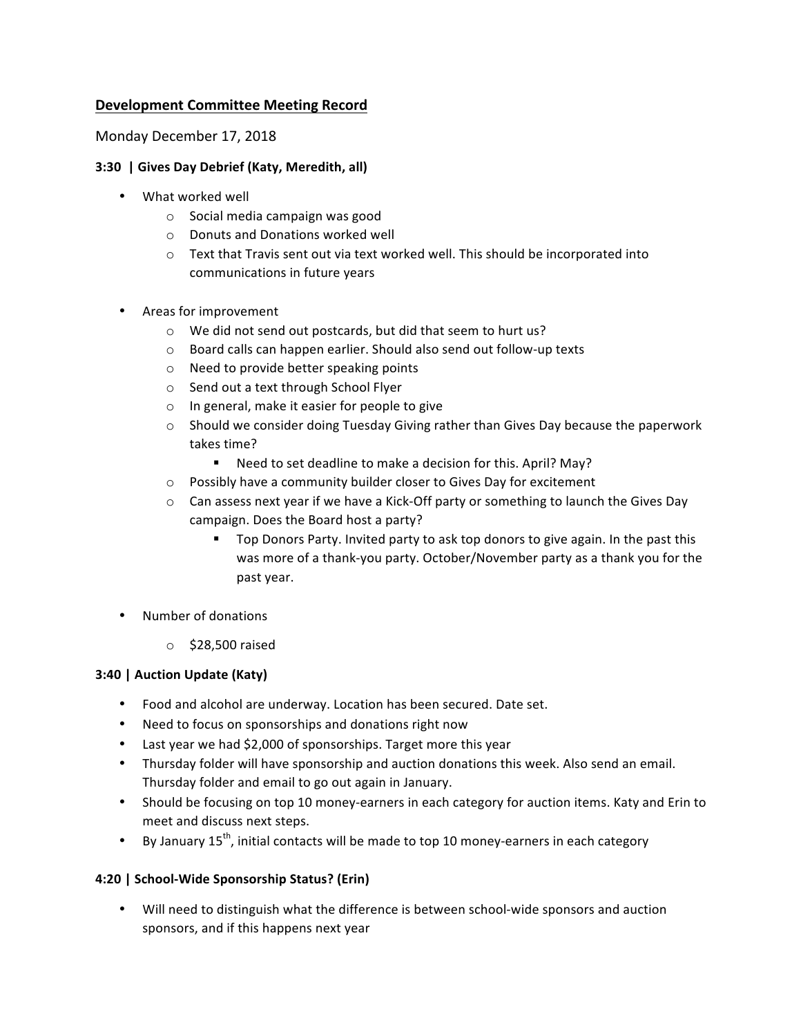## Development Committee Meeting Record

Monday December 17, 2018

**3:30 | Gives Day Debrief (Katy, Meredith, all)**

- What worked well
  - Social media campaign was good
  - Donuts and Donations worked well
  - Text that Travis sent out via text worked well. This should be incorporated into communications in future years

- Areas for improvement
  - We did not send out postcards, but did that seem to hurt us?
  - Board calls can happen earlier. Should also send out follow-up texts
  - Need to provide better speaking points
  - Send out a text through School Flyer
  - In general, make it easier for people to give
  - Should we consider doing Tuesday Giving rather than Gives Day because the paperwork takes time?
    - Need to set deadline to make a decision for this. April? May?
  - Possibly have a community builder closer to Gives Day for excitement
  - Can assess next year if we have a Kick-Off party or something to launch the Gives Day campaign. Does the Board host a party?
    - Top Donors Party. Invited party to ask top donors to give again. In the past this was more of a thank-you party. October/November party as a thank you for the past year.

- Number of donations
  - $28,500 raised

**3:40 | Auction Update (Katy)**

- Food and alcohol are underway. Location has been secured. Date set.
- Need to focus on sponsorships and donations right now
- Last year we had $2,000 of sponsorships. Target more this year
- Thursday folder will have sponsorship and auction donations this week. Also send an email. Thursday folder and email to go out again in January.
- Should be focusing on top 10 money-earners in each category for auction items. Katy and Erin to meet and discuss next steps.
- By January 15th, initial contacts will be made to top 10 money-earners in each category

**4:20 | School-Wide Sponsorship Status? (Erin)**

- Will need to distinguish what the difference is between school-wide sponsors and auction sponsors, and if this happens next year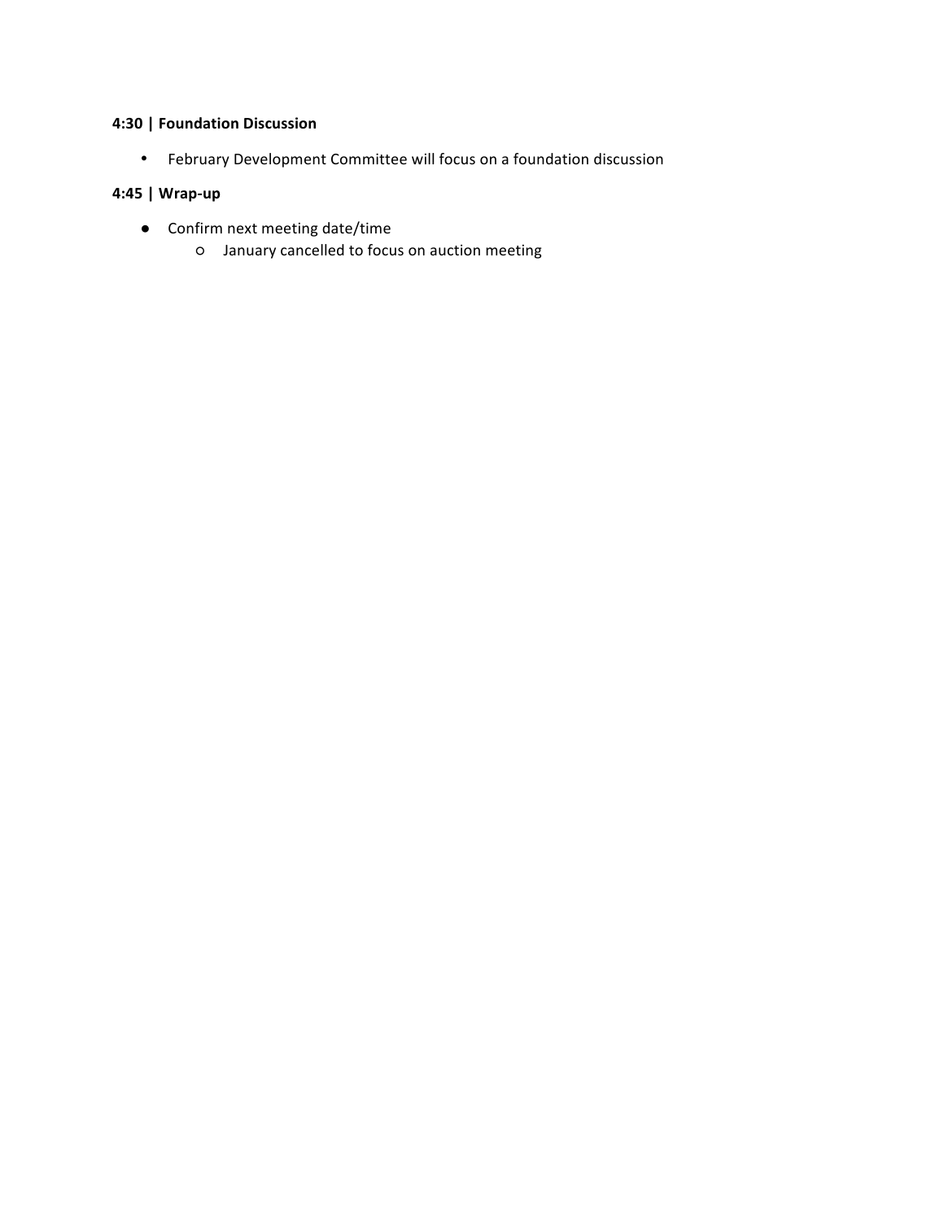**4:30 | Foundation Discussion**

- February Development Committee will focus on a foundation discussion

**4:45 | Wrap-up**

- Confirm next meeting date/time
    - January cancelled to focus on auction meeting